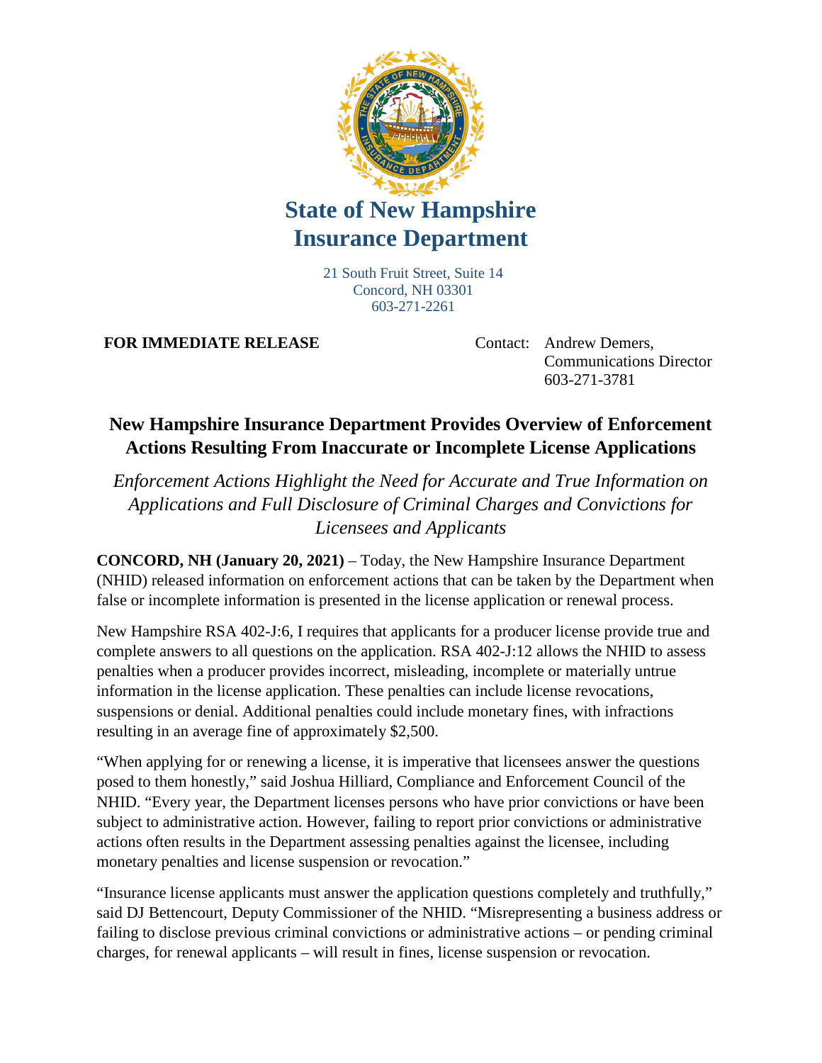# State of New Hampshire Insurance Department

21 South Fruit Street, Suite 14
Concord, NH 03301
603-271-2261

**FOR IMMEDIATE RELEASE**

Contact: Andrew Demers,
Communications Director
603-271-3781

## New Hampshire Insurance Department Provides Overview of Enforcement Actions Resulting From Inaccurate or Incomplete License Applications

*Enforcement Actions Highlight the Need for Accurate and True Information on Applications and Full Disclosure of Criminal Charges and Convictions for Licensees and Applicants*

**CONCORD, NH (January 20, 2021)** – Today, the New Hampshire Insurance Department (NHID) released information on enforcement actions that can be taken by the Department when false or incomplete information is presented in the license application or renewal process.

New Hampshire RSA 402-J:6, I requires that applicants for a producer license provide true and complete answers to all questions on the application. RSA 402-J:12 allows the NHID to assess penalties when a producer provides incorrect, misleading, incomplete or materially untrue information in the license application. These penalties can include license revocations, suspensions or denial. Additional penalties could include monetary fines, with infractions resulting in an average fine of approximately $2,500.

"When applying for or renewing a license, it is imperative that licensees answer the questions posed to them honestly," said Joshua Hilliard, Compliance and Enforcement Council of the NHID. "Every year, the Department licenses persons who have prior convictions or have been subject to administrative action. However, failing to report prior convictions or administrative actions often results in the Department assessing penalties against the licensee, including monetary penalties and license suspension or revocation."

"Insurance license applicants must answer the application questions completely and truthfully," said DJ Bettencourt, Deputy Commissioner of the NHID. "Misrepresenting a business address or failing to disclose previous criminal convictions or administrative actions – or pending criminal charges, for renewal applicants – will result in fines, license suspension or revocation.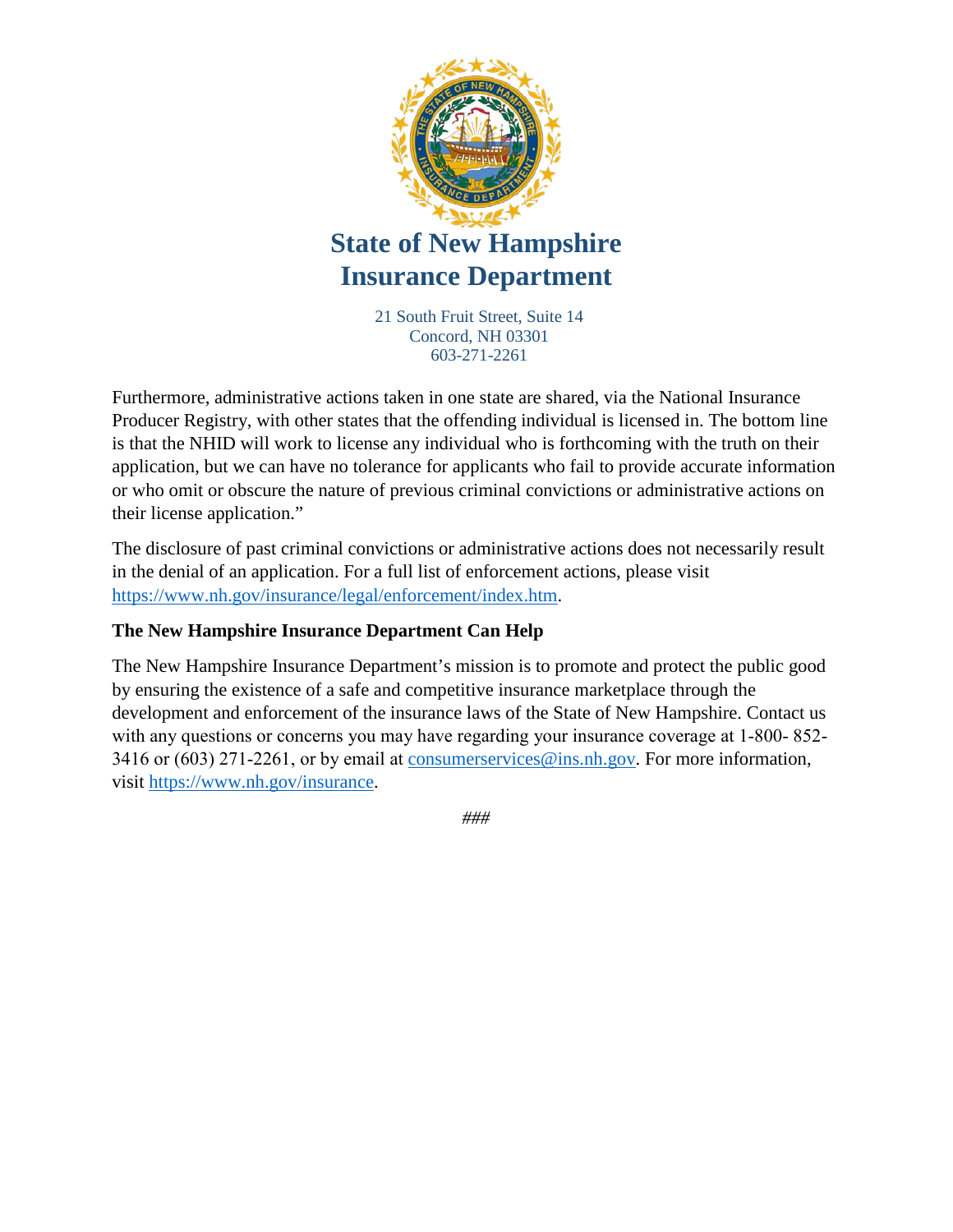# State of New Hampshire Insurance Department

21 South Fruit Street, Suite 14
Concord, NH 03301
603-271-2261

Furthermore, administrative actions taken in one state are shared, via the National Insurance Producer Registry, with other states that the offending individual is licensed in. The bottom line is that the NHID will work to license any individual who is forthcoming with the truth on their application, but we can have no tolerance for applicants who fail to provide accurate information or who omit or obscure the nature of previous criminal convictions or administrative actions on their license application."

The disclosure of past criminal convictions or administrative actions does not necessarily result in the denial of an application. For a full list of enforcement actions, please visit https://www.nh.gov/insurance/legal/enforcement/index.htm.

**The New Hampshire Insurance Department Can Help**

The New Hampshire Insurance Department's mission is to promote and protect the public good by ensuring the existence of a safe and competitive insurance marketplace through the development and enforcement of the insurance laws of the State of New Hampshire. Contact us with any questions or concerns you may have regarding your insurance coverage at 1-800- 852-3416 or (603) 271-2261, or by email at consumerservices@ins.nh.gov. For more information, visit https://www.nh.gov/insurance.

###